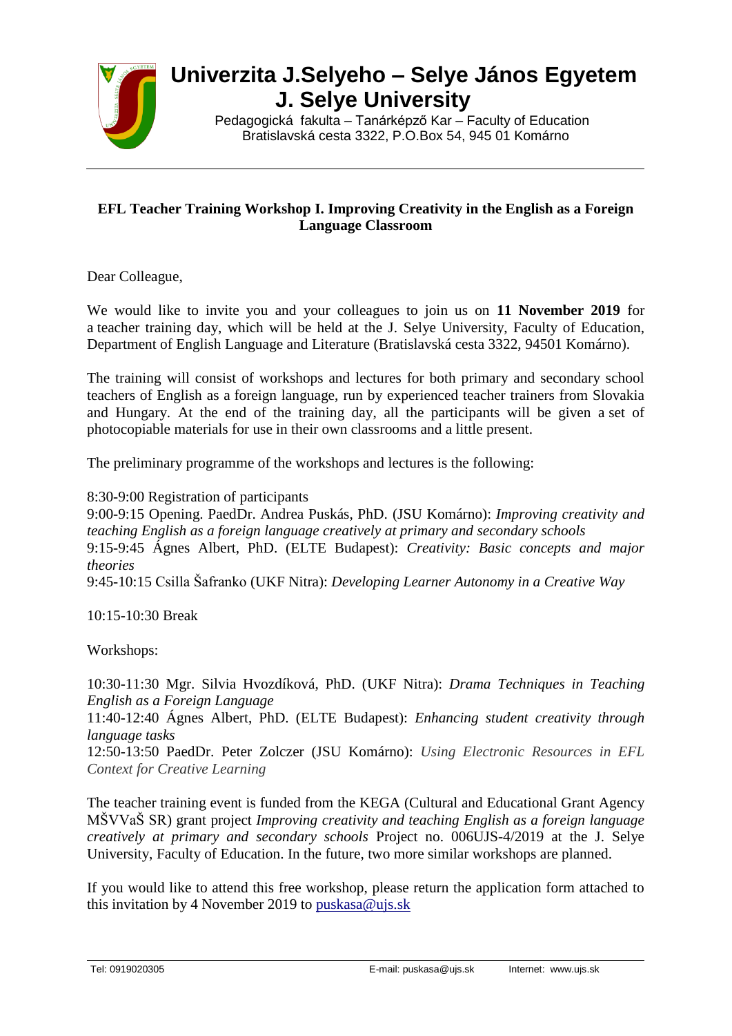# Univerzita J.Selyeho – Selye János Egyetem J. Selye University

Pedagogická fakulta – Tanárképző Kar – Faculty of Education
Bratislavská cesta 3322, P.O.Box 54, 945 01 Komárno

---

**EFL Teacher Training Workshop I. Improving Creativity in the English as a Foreign Language Classroom**

Dear Colleague,

We would like to invite you and your colleagues to join us on **11 November 2019** for a teacher training day, which will be held at the J. Selye University, Faculty of Education, Department of English Language and Literature (Bratislavská cesta 3322, 94501 Komárno).

The training will consist of workshops and lectures for both primary and secondary school teachers of English as a foreign language, run by experienced teacher trainers from Slovakia and Hungary. At the end of the training day, all the participants will be given a set of photocopiable materials for use in their own classrooms and a little present.

The preliminary programme of the workshops and lectures is the following:

8:30-9:00 Registration of participants
9:00-9:15 Opening. PaedDr. Andrea Puskás, PhD. (JSU Komárno): *Improving creativity and teaching English as a foreign language creatively at primary and secondary schools*
9:15-9:45 Ágnes Albert, PhD. (ELTE Budapest): *Creativity: Basic concepts and major theories*
9:45-10:15 Csilla Šafranko (UKF Nitra): *Developing Learner Autonomy in a Creative Way*

10:15-10:30 Break

Workshops:

10:30-11:30 Mgr. Silvia Hvozdíková, PhD. (UKF Nitra): *Drama Techniques in Teaching English as a Foreign Language*
11:40-12:40 Ágnes Albert, PhD. (ELTE Budapest): *Enhancing student creativity through language tasks*
12:50-13:50 PaedDr. Peter Zolczer (JSU Komárno): *Using Electronic Resources in EFL Context for Creative Learning*

The teacher training event is funded from the KEGA (Cultural and Educational Grant Agency MŠVVaŠ SR) grant project *Improving creativity and teaching English as a foreign language creatively at primary and secondary schools* Project no. 006UJS-4/2019 at the J. Selye University, Faculty of Education. In the future, two more similar workshops are planned.

If you would like to attend this free workshop, please return the application form attached to this invitation by 4 November 2019 to puskasa@ujs.sk

Tel: 0919020305 E-mail: puskasa@ujs.sk Internet: www.ujs.sk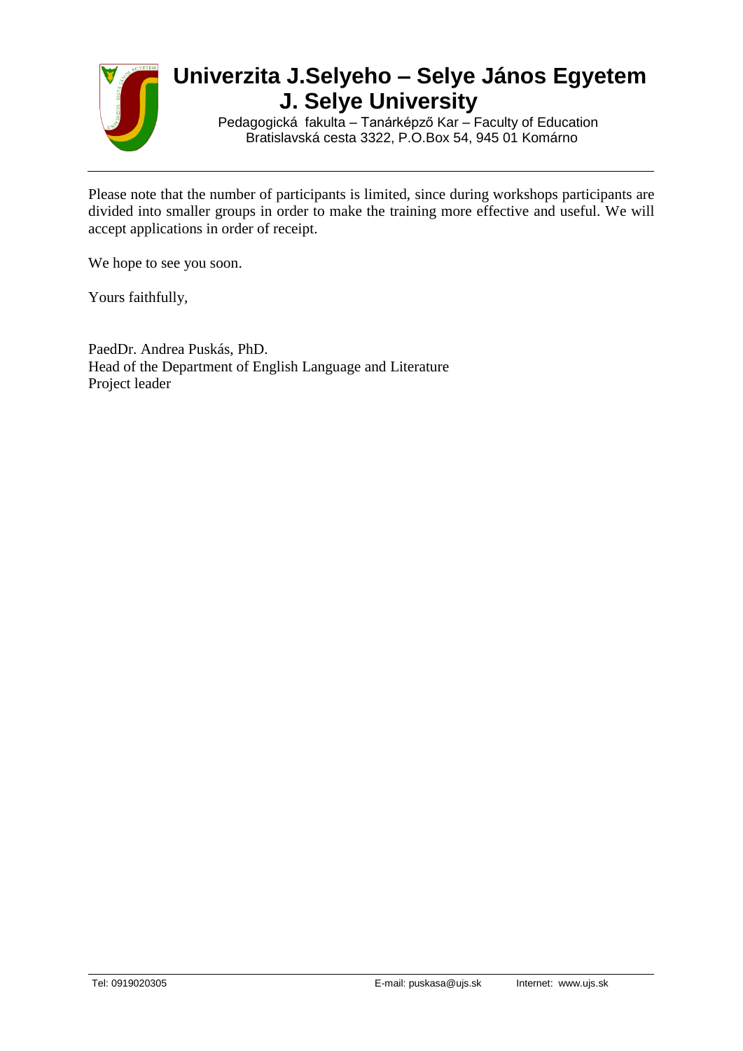Please note that the number of participants is limited, since during workshops participants are divided into smaller groups in order to make the training more effective and useful. We will accept applications in order of receipt.

We hope to see you soon.

Yours faithfully,

PaedDr. Andrea Puskás, PhD.
Head of the Department of English Language and Literature
Project leader